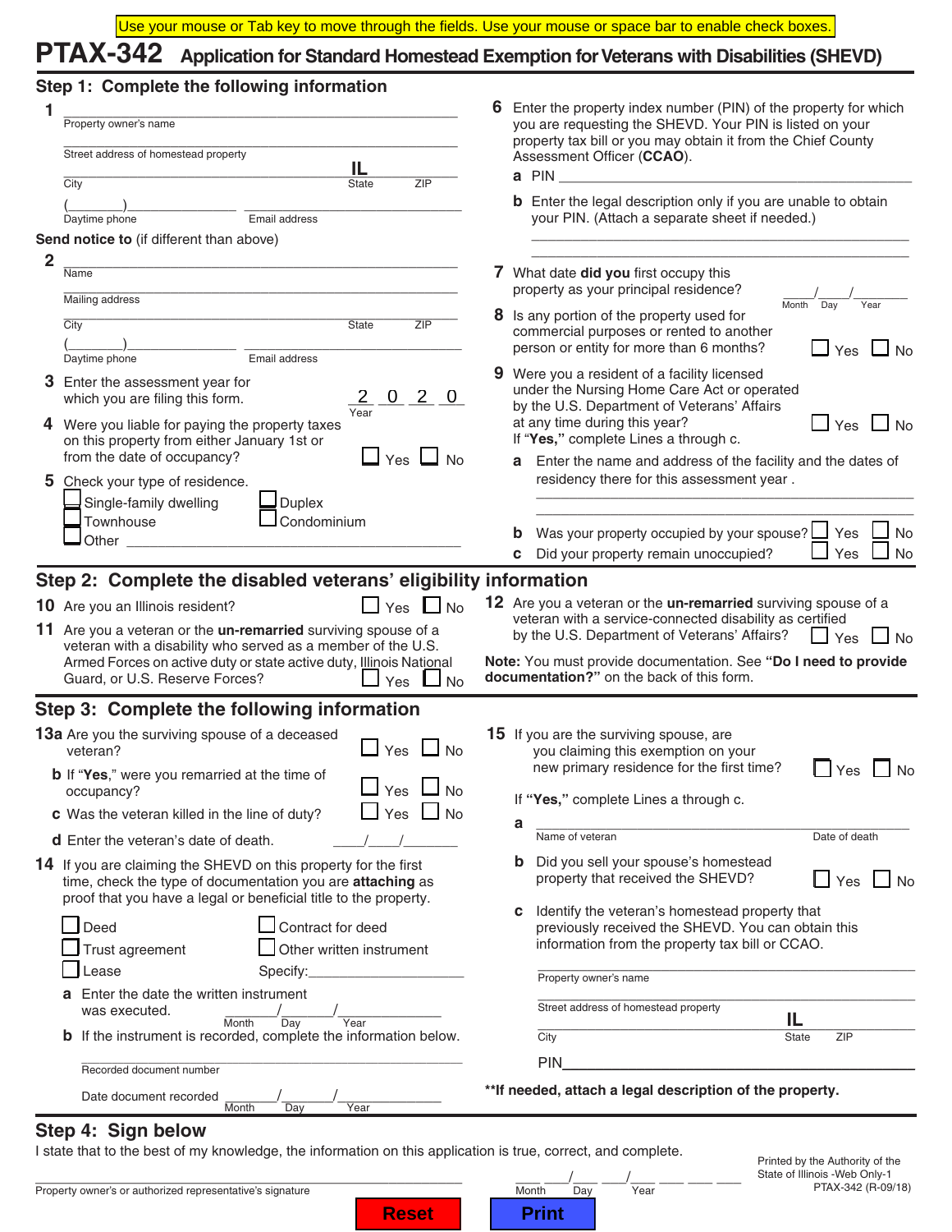Use your mouse or Tab key to move through the fields. Use your mouse or space bar to enable check boxes.

# PTAX-342 Application for Standard Homestead Exemption for Veterans with Disabilities (SHEVD)

## Step 1: Complete the following information

**1** ______________________________
Property owner's name

______________________________
Street address of homestead property

______________________________ IL ______
City State ZIP

(______)__________ ______________________
Daytime phone Email address

**Send notice to** (if different than above)

**2** ______________________________
Name

______________________________
Mailing address

______________________________ ______ ______
City State ZIP

(______)__________ ______________________
Daytime phone Email address

**3** Enter the assessment year for which you are filing this form. 2 0 2 0 (Year)

**4** Were you liable for paying the property taxes on this property from either January 1st or from the date of occupancy? ☐ Yes ☐ No

**5** Check your type of residence.
- ☐ Single-family dwelling
- ☐ Duplex
- ☐ Townhouse
- ☐ Condominium
- ☐ Other ______________________________

**6** Enter the property index number (PIN) of the property for which you are requesting the SHEVD. Your PIN is listed on your property tax bill or you may obtain it from the Chief County Assessment Officer (**CCAO**).

**a** PIN ______________________________

**b** Enter the legal description only if you are unable to obtain your PIN. (Attach a separate sheet if needed.)

______________________________
______________________________

**7** What date **did you** first occupy this property as your principal residence? ____/____/______ (Month Day Year)

**8** Is any portion of the property used for commercial purposes or rented to another person or entity for more than 6 months? ☐ Yes ☐ No

**9** Were you a resident of a facility licensed under the Nursing Home Care Act or operated by the U.S. Department of Veterans' Affairs at any time during this year? ☐ Yes ☐ No
If **"Yes,"** complete Lines a through c.

**a** Enter the name and address of the facility and the dates of residency there for this assessment year .

______________________________
______________________________

**b** Was your property occupied by your spouse? ☐ Yes ☐ No

**c** Did your property remain unoccupied? ☐ Yes ☐ No

## Step 2: Complete the disabled veterans' eligibility information

**10** Are you an Illinois resident? ☐ Yes ☐ No

**11** Are you a veteran or the **un-remarried** surviving spouse of a veteran with a disability who served as a member of the U.S. Armed Forces on active duty or state active duty, Illinois National Guard, or U.S. Reserve Forces? ☐ Yes ☐ No

**12** Are you a veteran or the **un-remarried** surviving spouse of a veteran with a service-connected disability as certified by the U.S. Department of Veterans' Affairs? ☐ Yes ☐ No

**Note:** You must provide documentation. See **"Do I need to provide documentation?"** on the back of this form.

## Step 3: Complete the following information

**13a** Are you the surviving spouse of a deceased veteran? ☐ Yes ☐ No

**b** If **"Yes,"** were you remarried at the time of occupancy? ☐ Yes ☐ No

**c** Was the veteran killed in the line of duty? ☐ Yes ☐ No

**d** Enter the veteran's date of death. ____/____/______

**14** If you are claiming the SHEVD on this property for the first time, check the type of documentation you are **attaching** as proof that you have a legal or beneficial title to the property.
- ☐ Deed
- ☐ Contract for deed
- ☐ Trust agreement
- ☐ Other written instrument
- ☐ Lease

Specify:__________________

**a** Enter the date the written instrument was executed. ______/______/__________ (Month Day Year)

**b** If the instrument is recorded, complete the information below.

______________________________
Recorded document number

Date document recorded ______/______/__________ (Month Day Year)

**15** If you are the surviving spouse, are you claiming this exemption on your new primary residence for the first time? ☐ Yes ☐ No

If **"Yes,"** complete Lines a through c.

**a** ______________________________
Name of veteran Date of death

**b** Did you sell your spouse's homestead property that received the SHEVD? ☐ Yes ☐ No

**c** Identify the veteran's homestead property that previously received the SHEVD. You can obtain this information from the property tax bill or CCAO.

______________________________
Property owner's name

______________________________
Street address of homestead property

______________________________ IL ______
City State ZIP

PIN______________________________

**\*\*If needed, attach a legal description of the property.**

## Step 4: Sign below

I state that to the best of my knowledge, the information on this application is true, correct, and complete.

______________________________ ___/___/________
Property owner's or authorized representative's signature Month Day Year

Printed by the Authority of the State of Illinois -Web Only-1
PTAX-342 (R-09/18)

Reset Print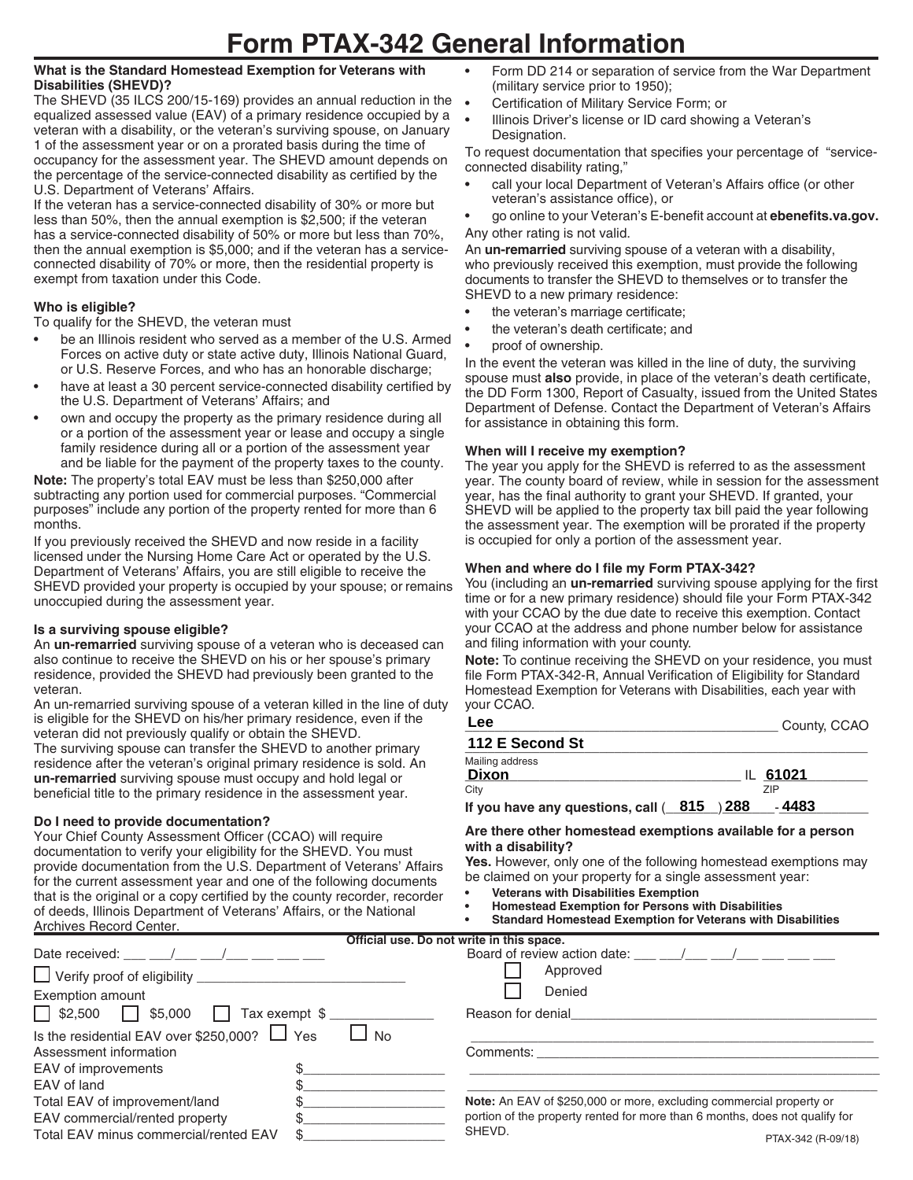# Form PTAX-342 General Information

**What is the Standard Homestead Exemption for Veterans with Disabilities (SHEVD)?**

The SHEVD (35 ILCS 200/15-169) provides an annual reduction in the equalized assessed value (EAV) of a primary residence occupied by a veteran with a disability, or the veteran's surviving spouse, on January 1 of the assessment year or on a prorated basis during the time of occupancy for the assessment year. The SHEVD amount depends on the percentage of the service-connected disability as certified by the U.S. Department of Veterans' Affairs.

If the veteran has a service-connected disability of 30% or more but less than 50%, then the annual exemption is $2,500; if the veteran has a service-connected disability of 50% or more but less than 70%, then the annual exemption is $5,000; and if the veteran has a service-connected disability of 70% or more, then the residential property is exempt from taxation under this Code.

**Who is eligible?**

To qualify for the SHEVD, the veteran must

- be an Illinois resident who served as a member of the U.S. Armed Forces on active duty or state active duty, Illinois National Guard, or U.S. Reserve Forces, and who has an honorable discharge;
- have at least a 30 percent service-connected disability certified by the U.S. Department of Veterans' Affairs; and
- own and occupy the property as the primary residence during all or a portion of the assessment year or lease and occupy a single family residence during all or a portion of the assessment year and be liable for the payment of the property taxes to the county.

**Note:** The property's total EAV must be less than $250,000 after subtracting any portion used for commercial purposes. "Commercial purposes" include any portion of the property rented for more than 6 months.

If you previously received the SHEVD and now reside in a facility licensed under the Nursing Home Care Act or operated by the U.S. Department of Veterans' Affairs, you are still eligible to receive the SHEVD provided your property is occupied by your spouse; or remains unoccupied during the assessment year.

**Is a surviving spouse eligible?**

An **un-remarried** surviving spouse of a veteran who is deceased can also continue to receive the SHEVD on his or her spouse's primary residence, provided the SHEVD had previously been granted to the veteran.

An un-remarried surviving spouse of a veteran killed in the line of duty is eligible for the SHEVD on his/her primary residence, even if the veteran did not previously qualify or obtain the SHEVD.

The surviving spouse can transfer the SHEVD to another primary residence after the veteran's original primary residence is sold. An **un-remarried** surviving spouse must occupy and hold legal or beneficial title to the primary residence in the assessment year.

**Do I need to provide documentation?**

Your Chief County Assessment Officer (CCAO) will require documentation to verify your eligibility for the SHEVD. You must provide documentation from the U.S. Department of Veterans' Affairs for the current assessment year and one of the following documents that is the original or a copy certified by the county recorder, recorder of deeds, Illinois Department of Veterans' Affairs, or the National Archives Record Center.

- Form DD 214 or separation of service from the War Department (military service prior to 1950);
- Certification of Military Service Form; or
- Illinois Driver's license or ID card showing a Veteran's Designation.

To request documentation that specifies your percentage of "service-connected disability rating,"

- call your local Department of Veteran's Affairs office (or other veteran's assistance office), or
- go online to your Veteran's E-benefit account at **ebenefits.va.gov.**

Any other rating is not valid.

An **un-remarried** surviving spouse of a veteran with a disability, who previously received this exemption, must provide the following documents to transfer the SHEVD to themselves or to transfer the SHEVD to a new primary residence:

- the veteran's marriage certificate;
- the veteran's death certificate; and
- proof of ownership.

In the event the veteran was killed in the line of duty, the surviving spouse must **also** provide, in place of the veteran's death certificate, the DD Form 1300, Report of Casualty, issued from the United States Department of Defense. Contact the Department of Veteran's Affairs for assistance in obtaining this form.

**When will I receive my exemption?**

The year you apply for the SHEVD is referred to as the assessment year. The county board of review, while in session for the assessment year, has the final authority to grant your SHEVD. If granted, your SHEVD will be applied to the property tax bill paid the year following the assessment year. The exemption will be prorated if the property is occupied for only a portion of the assessment year.

**When and where do I file my Form PTAX-342?**

You (including an **un-remarried** surviving spouse applying for the first time or for a new primary residence) should file your Form PTAX-342 with your CCAO by the due date to receive this exemption. Contact your CCAO at the address and phone number below for assistance and filing information with your county.

**Note:** To continue receiving the SHEVD on your residence, you must file Form PTAX-342-R, Annual Verification of Eligibility for Standard Homestead Exemption for Veterans with Disabilities, each year with your CCAO.

Lee County, CCAO

112 E Second St
Mailing address

Dixon IL 61021
City ZIP

If you have any questions, call (815) 288-4483

**Are there other homestead exemptions available for a person with a disability?**

**Yes.** However, only one of the following homestead exemptions may be claimed on your property for a single assessment year:

- **Veterans with Disabilities Exemption**
- **Homestead Exemption for Persons with Disabilities**
- **Standard Homestead Exemption for Veterans with Disabilities**

**Official use. Do not write in this space.**

Date received: ___ ___/___ ___/___ ___ ___ ___

☐ Verify proof of eligibility ____________________

Exemption amount

☐ $2,500 ☐ $5,000 ☐ Tax exempt $ ____________

Is the residential EAV over $250,000? ☐ Yes ☐ No

Assessment information

EAV of improvements $____________

EAV of land $____________

Total EAV of improvement/land $____________

EAV commercial/rented property $____________

Total EAV minus commercial/rented EAV $____________

Board of review action date: ___ ___/___ ___/___ ___ ___ ___

☐ Approved

☐ Denied

Reason for denial____________________

Comments: ____________________

**Note:** An EAV of $250,000 or more, excluding commercial property or portion of the property rented for more than 6 months, does not qualify for SHEVD.

PTAX-342 (R-09/18)